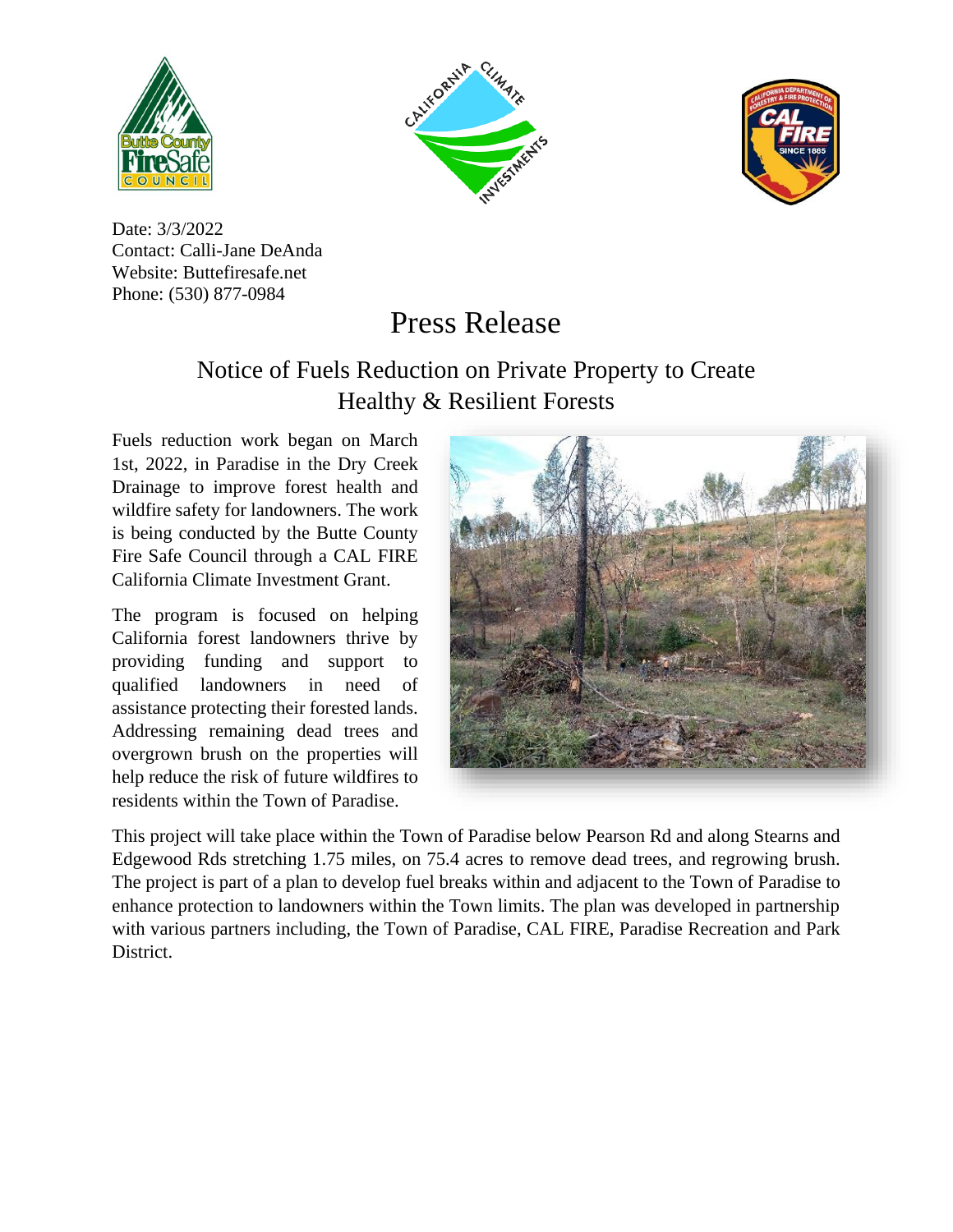Date: 3/3/2022
Contact: Calli-Jane DeAnda
Website: Buttefiresafe.net
Phone: (530) 877-0984

# Press Release

## Notice of Fuels Reduction on Private Property to Create Healthy & Resilient Forests

Fuels reduction work began on March 1st, 2022, in Paradise in the Dry Creek Drainage to improve forest health and wildfire safety for landowners. The work is being conducted by the Butte County Fire Safe Council through a CAL FIRE California Climate Investment Grant.

The program is focused on helping California forest landowners thrive by providing funding and support to qualified landowners in need of assistance protecting their forested lands. Addressing remaining dead trees and overgrown brush on the properties will help reduce the risk of future wildfires to residents within the Town of Paradise.

This project will take place within the Town of Paradise below Pearson Rd and along Stearns and Edgewood Rds stretching 1.75 miles, on 75.4 acres to remove dead trees, and regrowing brush. The project is part of a plan to develop fuel breaks within and adjacent to the Town of Paradise to enhance protection to landowners within the Town limits. The plan was developed in partnership with various partners including, the Town of Paradise, CAL FIRE, Paradise Recreation and Park District.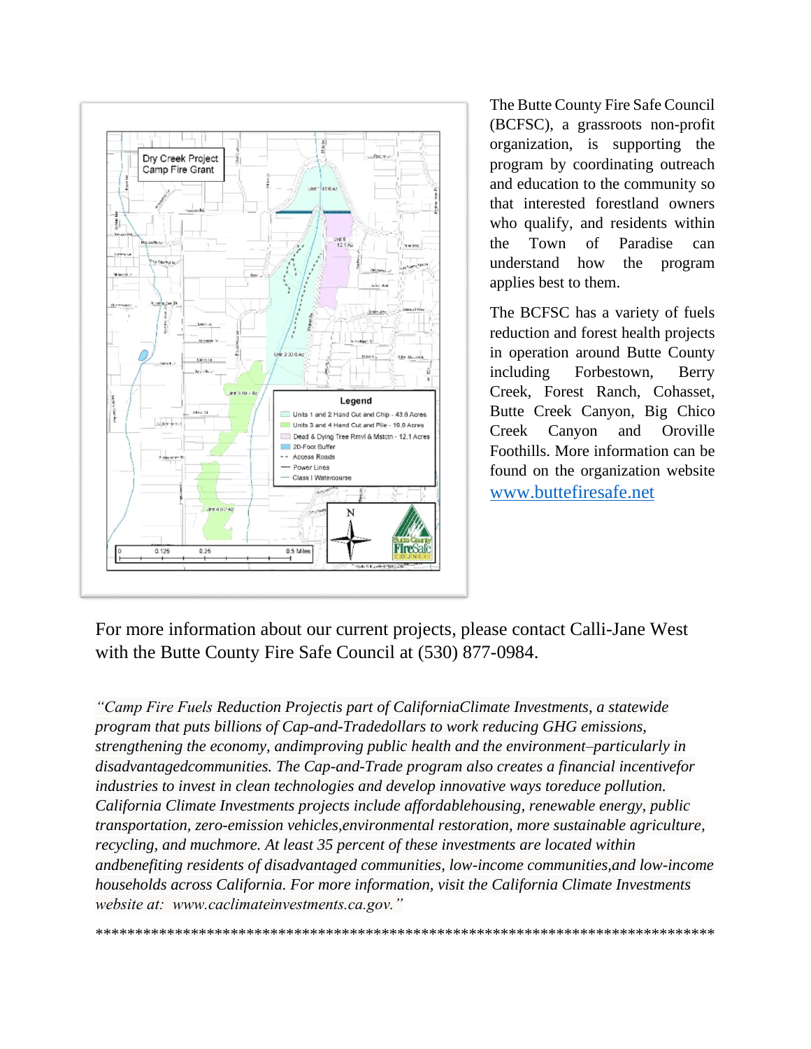Dry Creek Project
Camp Fire Grant

Legend
Units 1 and 2 Hand Cut and Chip - 43.6 Acres
Units 3 and 4 Hand Cut and Pile - 19.9 Acres
Dead & Dying Tree Rmvl & Mstctn - 12.1 Acres
20-Foot Buffer
Access Roads
Power Lines
Class I Watercourse

0 0.125 0.25 0.5 Miles

N

Butte County FireSafe Council

The Butte County Fire Safe Council (BCFSC), a grassroots non-profit organization, is supporting the program by coordinating outreach and education to the community so that interested forestland owners who qualify, and residents within the Town of Paradise can understand how the program applies best to them.

The BCFSC has a variety of fuels reduction and forest health projects in operation around Butte County including Forbestown, Berry Creek, Forest Ranch, Cohasset, Butte Creek Canyon, Big Chico Creek Canyon and Oroville Foothills. More information can be found on the organization website [www.buttefiresafe.net](http://www.buttefiresafe.net)

For more information about our current projects, please contact Calli-Jane West with the Butte County Fire Safe Council at (530) 877-0984.

*"Camp Fire Fuels Reduction Projectis part of CaliforniaClimate Investments, a statewide program that puts billions of Cap-and-Tradedollars to work reducing GHG emissions, strengthening the economy, andimproving public health and the environment–particularly in disadvantagedcommunities. The Cap-and-Trade program also creates a financial incentivefor industries to invest in clean technologies and develop innovative ways toreduce pollution. California Climate Investments projects include affordablehousing, renewable energy, public transportation, zero-emission vehicles,environmental restoration, more sustainable agriculture, recycling, and muchmore. At least 35 percent of these investments are located within andbenefiting residents of disadvantaged communities, low-income communities,and low-income households across California. For more information, visit the California Climate Investments website at: www.caclimateinvestments.ca.gov."*

******************************************************************************